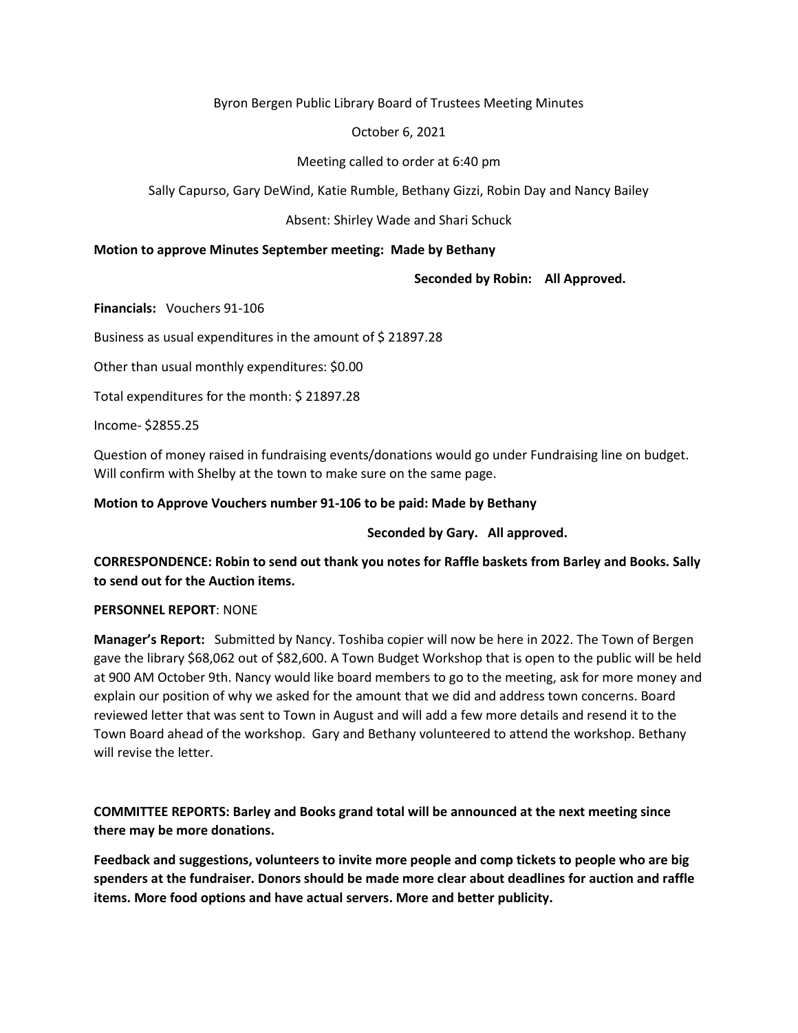Byron Bergen Public Library Board of Trustees Meeting Minutes

October 6, 2021

Meeting called to order at 6:40 pm

Sally Capurso, Gary DeWind, Katie Rumble, Bethany Gizzi, Robin Day and Nancy Bailey

Absent: Shirley Wade and Shari Schuck

**Motion to approve Minutes September meeting: Made by Bethany**

**Seconded by Robin: All Approved.**

**Financials:** Vouchers 91-106

Business as usual expenditures in the amount of $ 21897.28

Other than usual monthly expenditures: $0.00

Total expenditures for the month: $ 21897.28

Income- $2855.25

Question of money raised in fundraising events/donations would go under Fundraising line on budget. Will confirm with Shelby at the town to make sure on the same page.

**Motion to Approve Vouchers number 91-106 to be paid: Made by Bethany**

**Seconded by Gary. All approved.**

**CORRESPONDENCE: Robin to send out thank you notes for Raffle baskets from Barley and Books. Sally to send out for the Auction items.**

**PERSONNEL REPORT**: NONE

**Manager's Report:** Submitted by Nancy. Toshiba copier will now be here in 2022. The Town of Bergen gave the library $68,062 out of $82,600. A Town Budget Workshop that is open to the public will be held at 900 AM October 9th. Nancy would like board members to go to the meeting, ask for more money and explain our position of why we asked for the amount that we did and address town concerns. Board reviewed letter that was sent to Town in August and will add a few more details and resend it to the Town Board ahead of the workshop. Gary and Bethany volunteered to attend the workshop. Bethany will revise the letter.

**COMMITTEE REPORTS: Barley and Books grand total will be announced at the next meeting since there may be more donations.**

**Feedback and suggestions, volunteers to invite more people and comp tickets to people who are big spenders at the fundraiser. Donors should be made more clear about deadlines for auction and raffle items. More food options and have actual servers. More and better publicity.**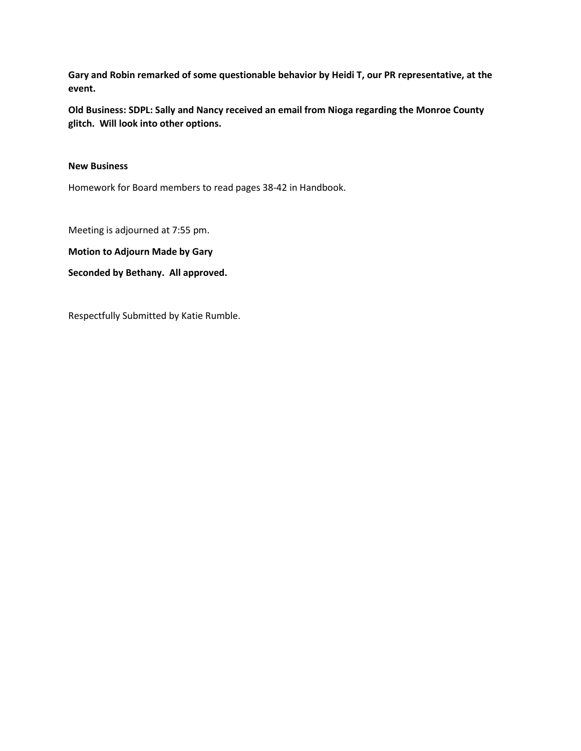**Gary and Robin remarked of some questionable behavior by Heidi T, our PR representative, at the event.**

**Old Business: SDPL: Sally and Nancy received an email from Nioga regarding the Monroe County glitch. Will look into other options.**

**New Business**

Homework for Board members to read pages 38-42 in Handbook.

Meeting is adjourned at 7:55 pm.

**Motion to Adjourn Made by Gary**

**Seconded by Bethany. All approved.**

Respectfully Submitted by Katie Rumble.